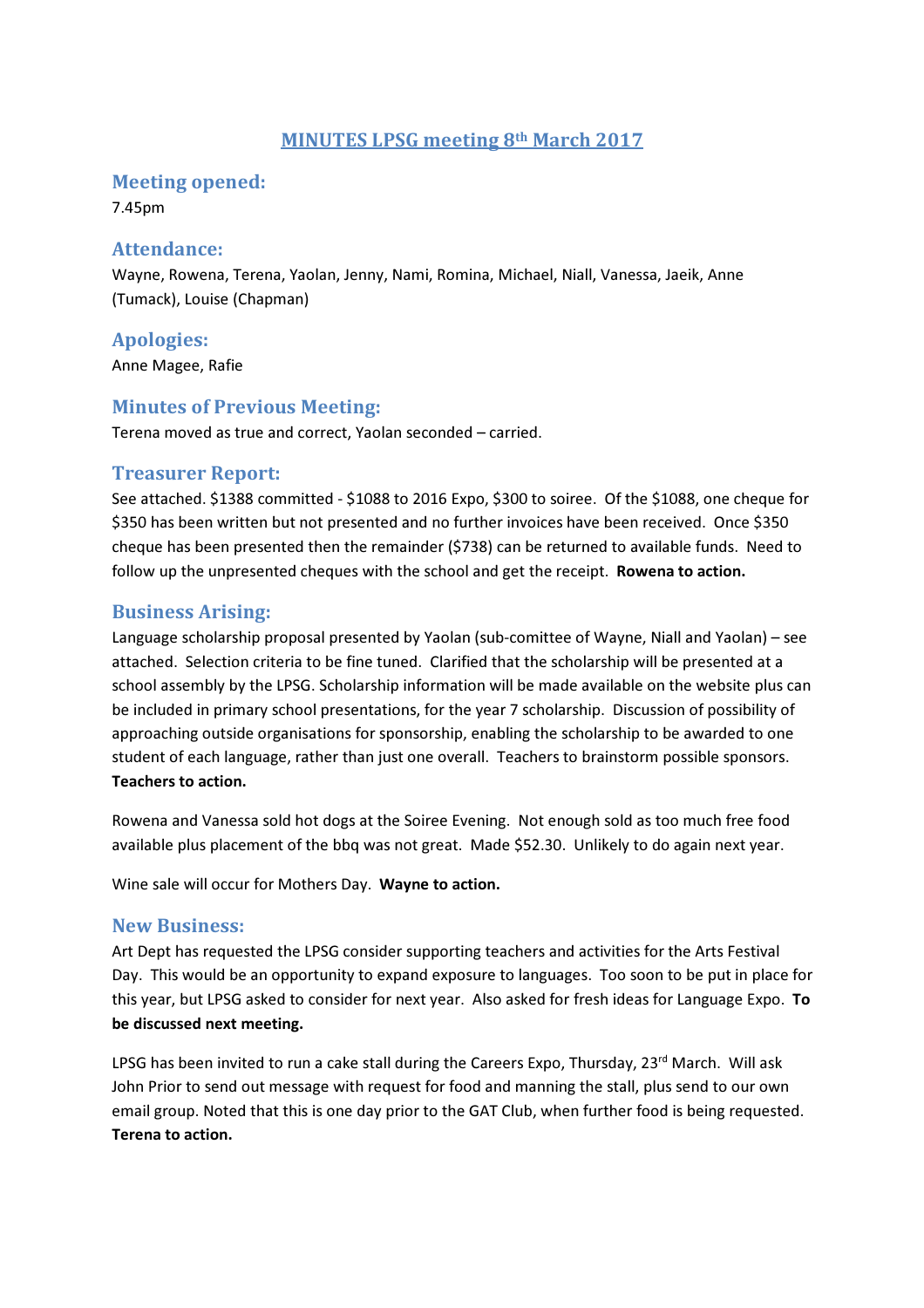# MINUTES LPSG meeting 8th March 2017

## Meeting opened:

7.45pm

## Attendance:

Wayne, Rowena, Terena, Yaolan, Jenny, Nami, Romina, Michael, Niall, Vanessa, Jaeik, Anne (Tumack), Louise (Chapman)

## Apologies:

Anne Magee, Rafie

## Minutes of Previous Meeting:

Terena moved as true and correct, Yaolan seconded – carried.

## Treasurer Report:

See attached. $1388 committed - $1088 to 2016 Expo, $300 to soiree. Of the $1088, one cheque for $350 has been written but not presented and no further invoices have been received. Once $350 cheque has been presented then the remainder ($738) can be returned to available funds. Need to follow up the unpresented cheques with the school and get the receipt. **Rowena to action.**

## Business Arising:

Language scholarship proposal presented by Yaolan (sub-comittee of Wayne, Niall and Yaolan) – see attached. Selection criteria to be fine tuned. Clarified that the scholarship will be presented at a school assembly by the LPSG. Scholarship information will be made available on the website plus can be included in primary school presentations, for the year 7 scholarship. Discussion of possibility of approaching outside organisations for sponsorship, enabling the scholarship to be awarded to one student of each language, rather than just one overall. Teachers to brainstorm possible sponsors. **Teachers to action.**

Rowena and Vanessa sold hot dogs at the Soiree Evening. Not enough sold as too much free food available plus placement of the bbq was not great. Made $52.30. Unlikely to do again next year.

Wine sale will occur for Mothers Day. **Wayne to action.**

## New Business:

Art Dept has requested the LPSG consider supporting teachers and activities for the Arts Festival Day. This would be an opportunity to expand exposure to languages. Too soon to be put in place for this year, but LPSG asked to consider for next year. Also asked for fresh ideas for Language Expo. **To be discussed next meeting.**

LPSG has been invited to run a cake stall during the Careers Expo, Thursday, 23rd March. Will ask John Prior to send out message with request for food and manning the stall, plus send to our own email group. Noted that this is one day prior to the GAT Club, when further food is being requested. **Terena to action.**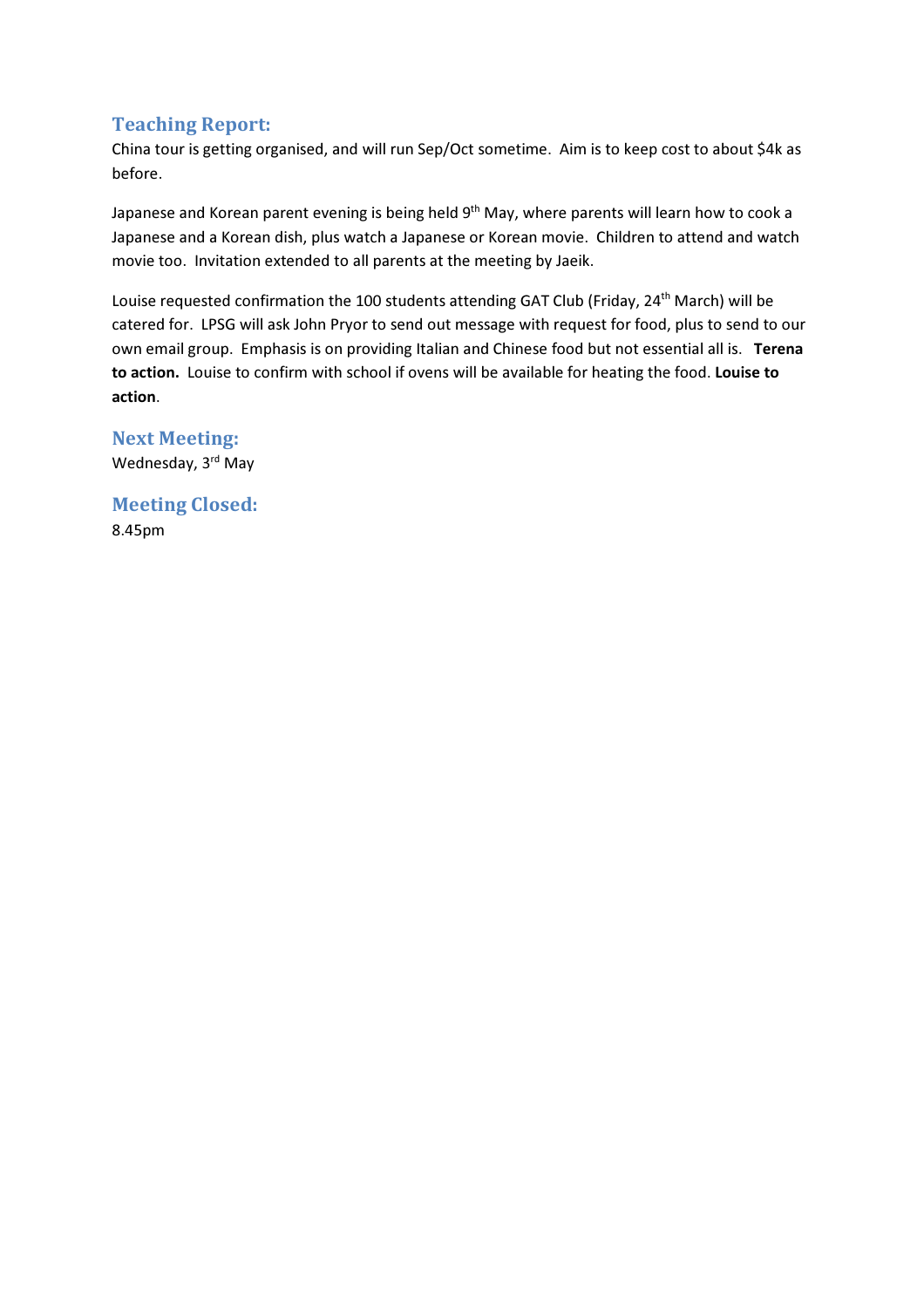## Teaching Report:

China tour is getting organised, and will run Sep/Oct sometime. Aim is to keep cost to about $4k as before.

Japanese and Korean parent evening is being held 9th May, where parents will learn how to cook a Japanese and a Korean dish, plus watch a Japanese or Korean movie. Children to attend and watch movie too. Invitation extended to all parents at the meeting by Jaeik.

Louise requested confirmation the 100 students attending GAT Club (Friday, 24th March) will be catered for. LPSG will ask John Pryor to send out message with request for food, plus to send to our own email group. Emphasis is on providing Italian and Chinese food but not essential all is. **Terena to action.** Louise to confirm with school if ovens will be available for heating the food. **Louise to action**.

## Next Meeting:

Wednesday, 3rd May

## Meeting Closed:

8.45pm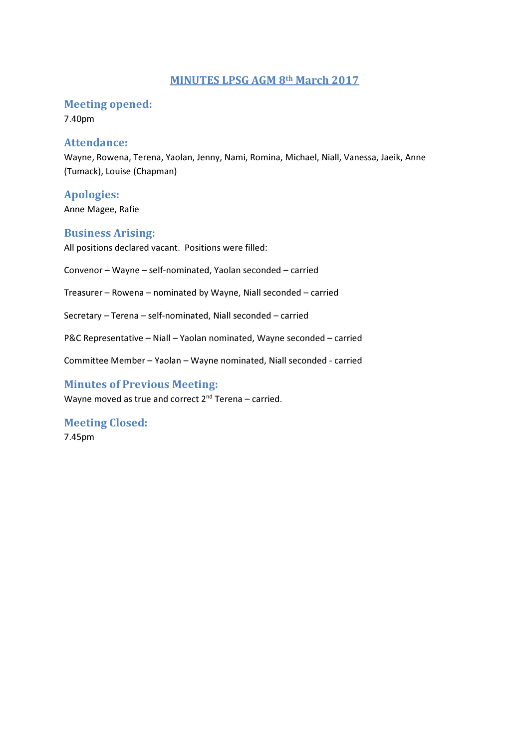# MINUTES LPSG AGM 8th March 2017

## Meeting opened:

7.40pm

## Attendance:

Wayne, Rowena, Terena, Yaolan, Jenny, Nami, Romina, Michael, Niall, Vanessa, Jaeik, Anne (Tumack), Louise (Chapman)

## Apologies:

Anne Magee, Rafie

## Business Arising:

All positions declared vacant. Positions were filled:

Convenor – Wayne – self-nominated, Yaolan seconded – carried

Treasurer – Rowena – nominated by Wayne, Niall seconded – carried

Secretary – Terena – self-nominated, Niall seconded – carried

P&C Representative – Niall – Yaolan nominated, Wayne seconded – carried

Committee Member – Yaolan – Wayne nominated, Niall seconded - carried

## Minutes of Previous Meeting:

Wayne moved as true and correct 2nd Terena – carried.

## Meeting Closed:

7.45pm